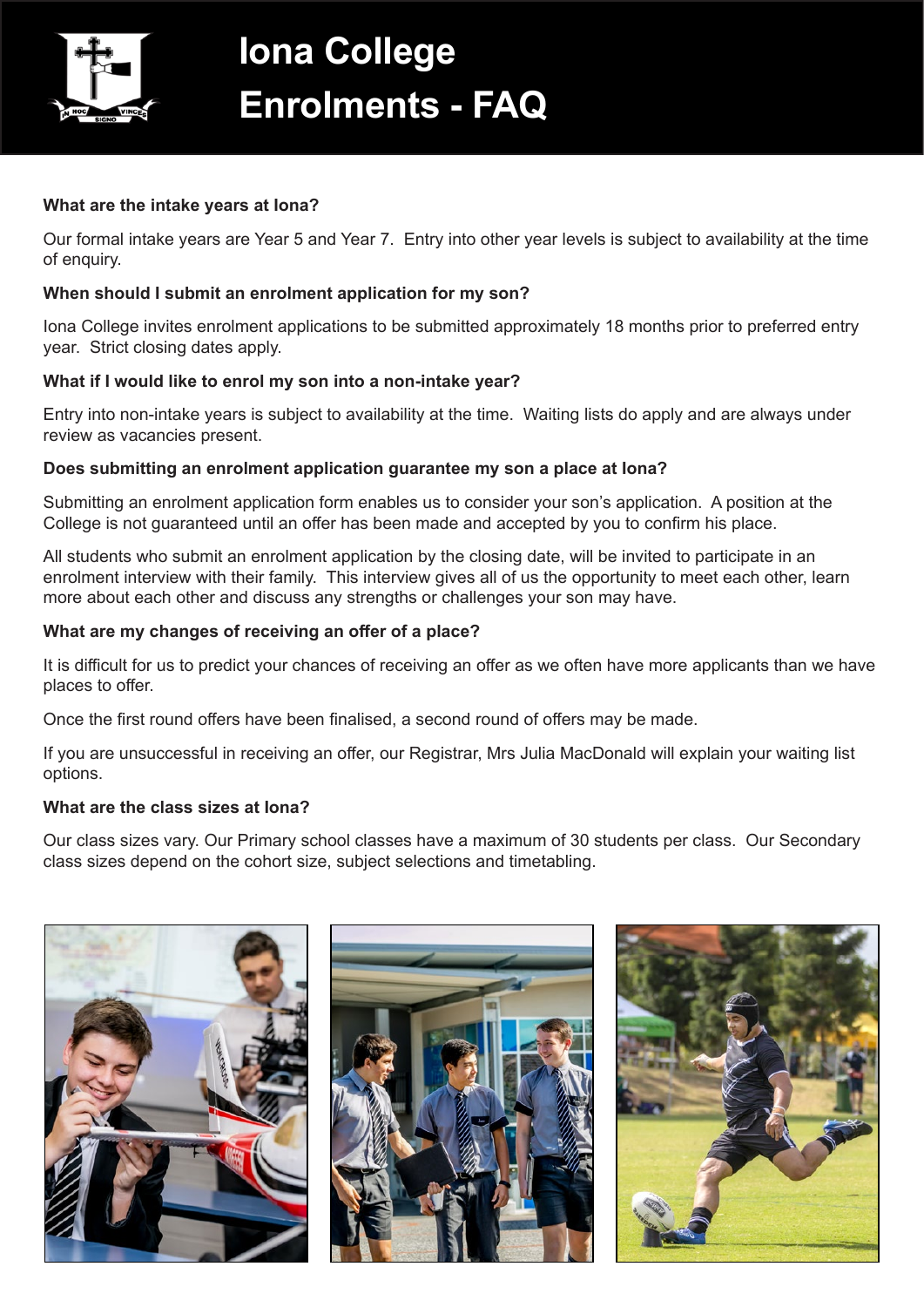# Iona College Enrolments - FAQ

**What are the intake years at Iona?**

Our formal intake years are Year 5 and Year 7. Entry into other year levels is subject to availability at the time of enquiry.

**When should I submit an enrolment application for my son?**

Iona College invites enrolment applications to be submitted approximately 18 months prior to preferred entry year. Strict closing dates apply.

**What if I would like to enrol my son into a non-intake year?**

Entry into non-intake years is subject to availability at the time. Waiting lists do apply and are always under review as vacancies present.

**Does submitting an enrolment application guarantee my son a place at Iona?**

Submitting an enrolment application form enables us to consider your son's application. A position at the College is not guaranteed until an offer has been made and accepted by you to confirm his place.

All students who submit an enrolment application by the closing date, will be invited to participate in an enrolment interview with their family. This interview gives all of us the opportunity to meet each other, learn more about each other and discuss any strengths or challenges your son may have.

**What are my changes of receiving an offer of a place?**

It is difficult for us to predict your chances of receiving an offer as we often have more applicants than we have places to offer.

Once the first round offers have been finalised, a second round of offers may be made.

If you are unsuccessful in receiving an offer, our Registrar, Mrs Julia MacDonald will explain your waiting list options.

**What are the class sizes at Iona?**

Our class sizes vary. Our Primary school classes have a maximum of 30 students per class. Our Secondary class sizes depend on the cohort size, subject selections and timetabling.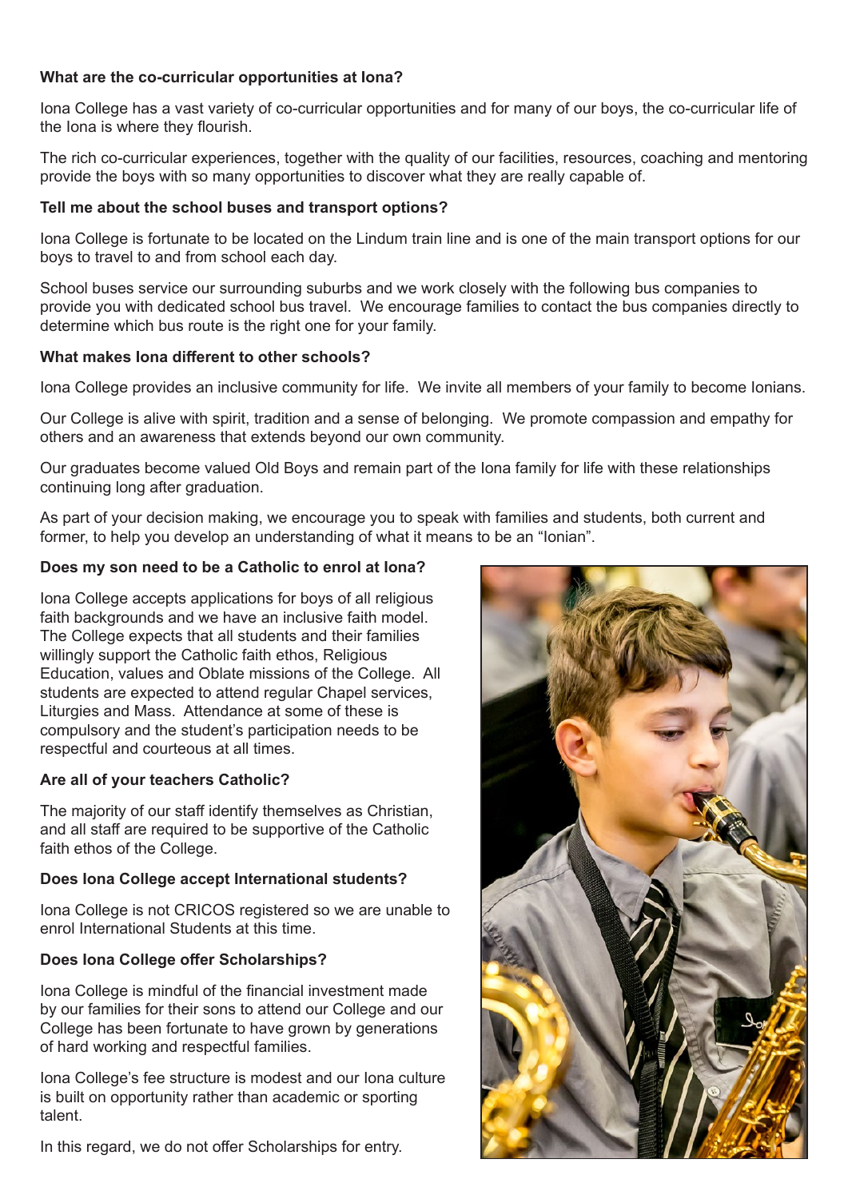**What are the co-curricular opportunities at Iona?**

Iona College has a vast variety of co-curricular opportunities and for many of our boys, the co-curricular life of the Iona is where they flourish.

The rich co-curricular experiences, together with the quality of our facilities, resources, coaching and mentoring provide the boys with so many opportunities to discover what they are really capable of.

**Tell me about the school buses and transport options?**

Iona College is fortunate to be located on the Lindum train line and is one of the main transport options for our boys to travel to and from school each day.

School buses service our surrounding suburbs and we work closely with the following bus companies to provide you with dedicated school bus travel. We encourage families to contact the bus companies directly to determine which bus route is the right one for your family.

**What makes Iona different to other schools?**

Iona College provides an inclusive community for life. We invite all members of your family to become Ionians.

Our College is alive with spirit, tradition and a sense of belonging. We promote compassion and empathy for others and an awareness that extends beyond our own community.

Our graduates become valued Old Boys and remain part of the Iona family for life with these relationships continuing long after graduation.

As part of your decision making, we encourage you to speak with families and students, both current and former, to help you develop an understanding of what it means to be an “Ionian”.

**Does my son need to be a Catholic to enrol at Iona?**

Iona College accepts applications for boys of all religious faith backgrounds and we have an inclusive faith model. The College expects that all students and their families willingly support the Catholic faith ethos, Religious Education, values and Oblate missions of the College. All students are expected to attend regular Chapel services, Liturgies and Mass. Attendance at some of these is compulsory and the student’s participation needs to be respectful and courteous at all times.

**Are all of your teachers Catholic?**

The majority of our staff identify themselves as Christian, and all staff are required to be supportive of the Catholic faith ethos of the College.

**Does Iona College accept International students?**

Iona College is not CRICOS registered so we are unable to enrol International Students at this time.

**Does Iona College offer Scholarships?**

Iona College is mindful of the financial investment made by our families for their sons to attend our College and our College has been fortunate to have grown by generations of hard working and respectful families.

Iona College’s fee structure is modest and our Iona culture is built on opportunity rather than academic or sporting talent.

In this regard, we do not offer Scholarships for entry.